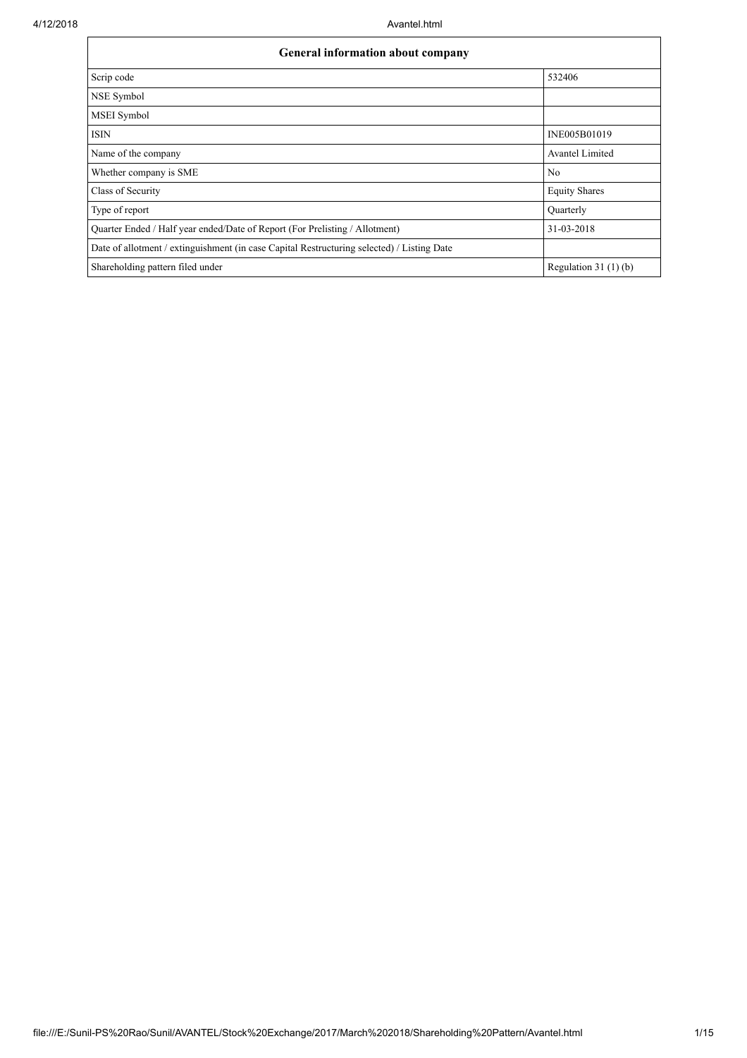| General information about company | |
|---|---|
| Scrip code | 532406 |
| NSE Symbol | |
| MSEI Symbol | |
| ISIN | INE005B01019 |
| Name of the company | Avantel Limited |
| Whether company is SME | No |
| Class of Security | Equity Shares |
| Type of report | Quarterly |
| Quarter Ended / Half year ended/Date of Report (For Prelisting / Allotment) | 31-03-2018 |
| Date of allotment / extinguishment (in case Capital Restructuring selected) / Listing Date | |
| Shareholding pattern filed under | Regulation 31 (1) (b) |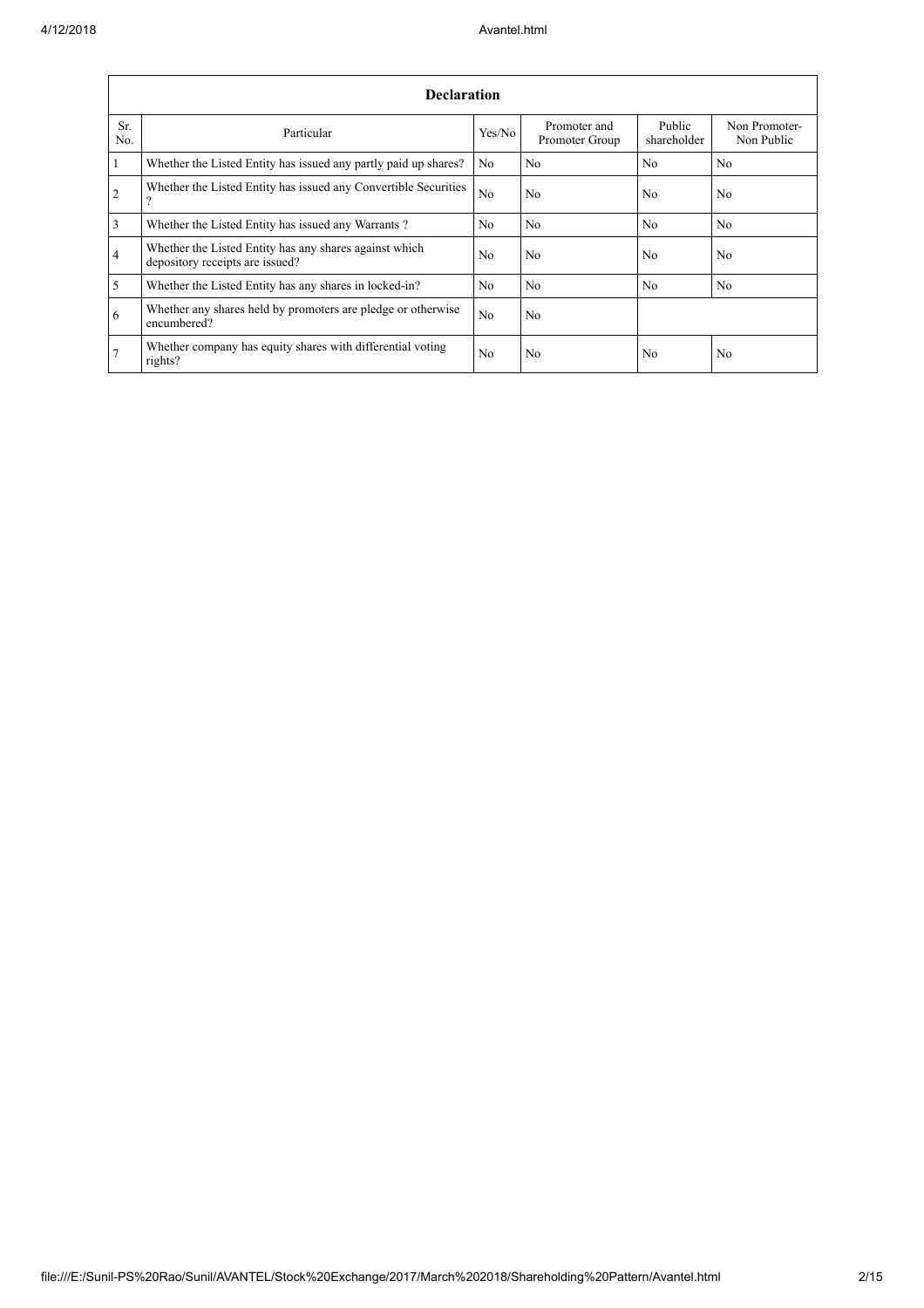| Declaration | | | | | |
|---|---|---|---|---|---|
| Sr. No. | Particular | Yes/No | Promoter and Promoter Group | Public shareholder | Non Promoter- Non Public |
| 1 | Whether the Listed Entity has issued any partly paid up shares? | No | No | No | No |
| 2 | Whether the Listed Entity has issued any Convertible Securities ? | No | No | No | No |
| 3 | Whether the Listed Entity has issued any Warrants ? | No | No | No | No |
| 4 | Whether the Listed Entity has any shares against which depository receipts are issued? | No | No | No | No |
| 5 | Whether the Listed Entity has any shares in locked-in? | No | No | No | No |
| 6 | Whether any shares held by promoters are pledge or otherwise encumbered? | No | No | | |
| 7 | Whether company has equity shares with differential voting rights? | No | No | No | No |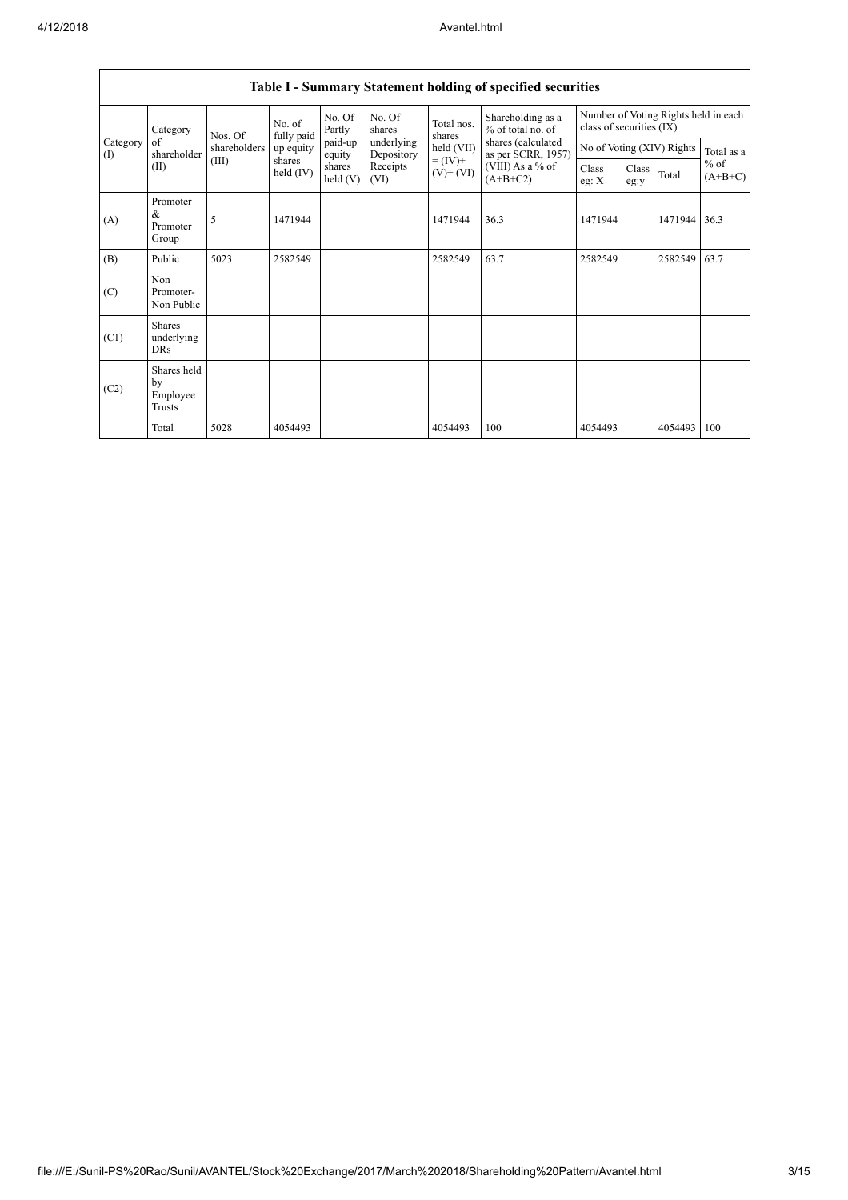## Table I - Summary Statement holding of specified securities

| Category (I) | Category of shareholder (II) | Nos. Of shareholders (III) | No. of fully paid up equity shares held (IV) | No. Of Partly paid-up equity shares held (V) | No. Of shares underlying Depository Receipts (VI) | Total nos. shares held (VII) = (IV)+ (V)+ (VI) | Shareholding as a % of total no. of shares (calculated as per SCRR, 1957) (VIII) As a % of (A+B+C2) | Number of Voting Rights held in each class of securities (IX) | | | |
|---|---|---|---|---|---|---|---|---|---|---|---|
| | | | | | | | | No of Voting (XIV) Rights | | | Total as a % of (A+B+C) |
| | | | | | | | | Class eg: X | Class eg:y | Total | |
| (A) | Promoter & Promoter Group | 5 | 1471944 | | | 1471944 | 36.3 | 1471944 | | 1471944 | 36.3 |
| (B) | Public | 5023 | 2582549 | | | 2582549 | 63.7 | 2582549 | | 2582549 | 63.7 |
| (C) | Non Promoter- Non Public | | | | | | | | | | |
| (C1) | Shares underlying DRs | | | | | | | | | | |
| (C2) | Shares held by Employee Trusts | | | | | | | | | | |
| | Total | 5028 | 4054493 | | | 4054493 | 100 | 4054493 | | 4054493 | 100 |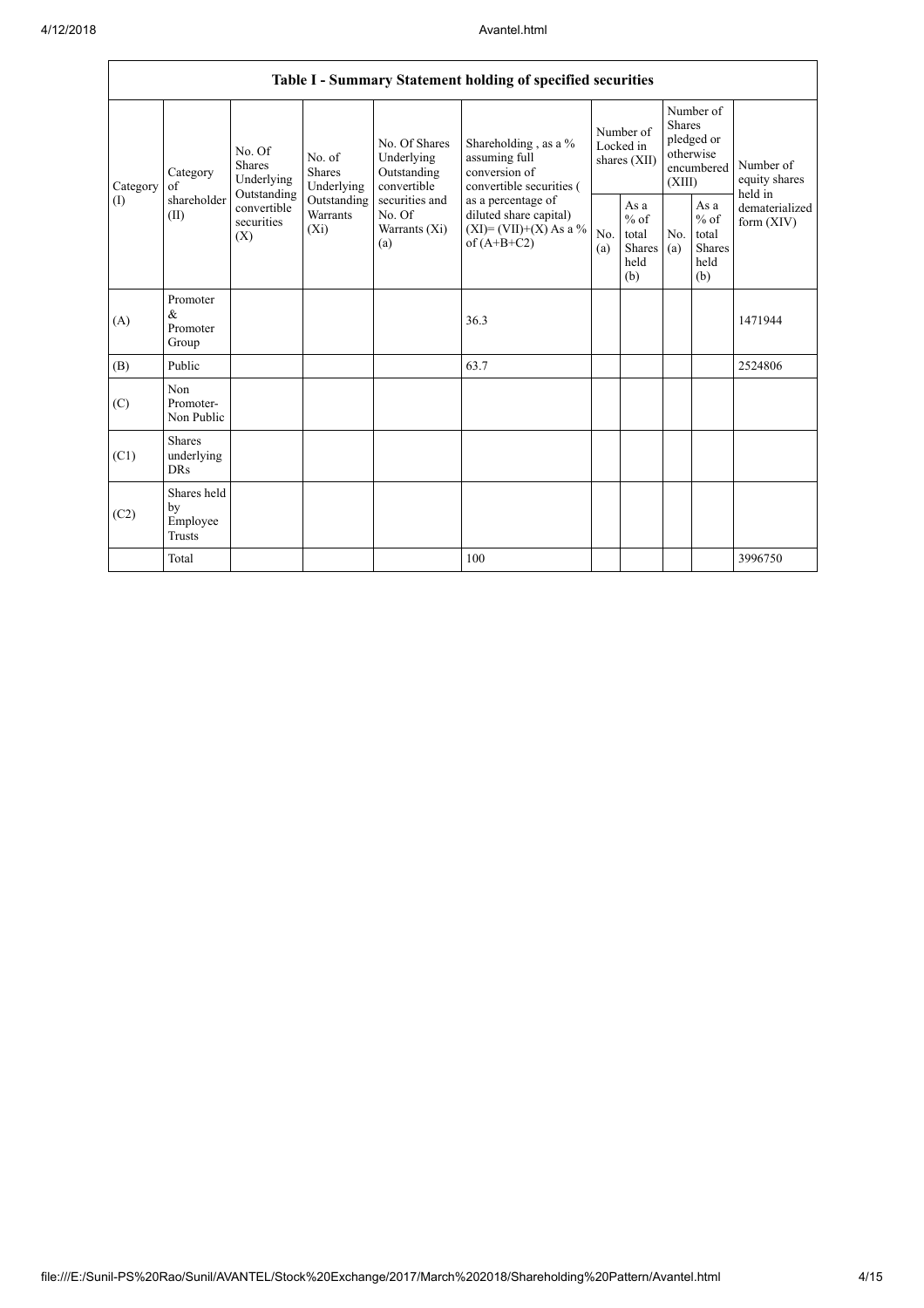| Table I - Summary Statement holding of specified securities | | | | | | | | | | | |
|---|---|---|---|---|---|---|---|---|---|---|---|
| Category (I) | Category of shareholder (II) | No. Of Shares Underlying Outstanding convertible securities (X) | No. of Shares Underlying Outstanding Warrants (Xi) | No. Of Shares Underlying Outstanding convertible securities and No. Of Warrants (Xi) (a) | Shareholding , as a % assuming full conversion of convertible securities ( as a percentage of diluted share capital) (XI)= (VII)+(X) As a % of (A+B+C2) | Number of Locked in shares (XII) | | Number of Shares pledged or otherwise encumbered (XIII) | | Number of equity shares held in dematerialized form (XIV) |
| | | | | | | No. (a) | As a % of total Shares held (b) | No. (a) | As a % of total Shares held (b) | |
| (A) | Promoter & Promoter Group | | | | 36.3 | | | | | 1471944 |
| (B) | Public | | | | 63.7 | | | | | 2524806 |
| (C) | Non Promoter- Non Public | | | | | | | | | |
| (C1) | Shares underlying DRs | | | | | | | | | |
| (C2) | Shares held by Employee Trusts | | | | | | | | | |
| | Total | | | | 100 | | | | | 3996750 |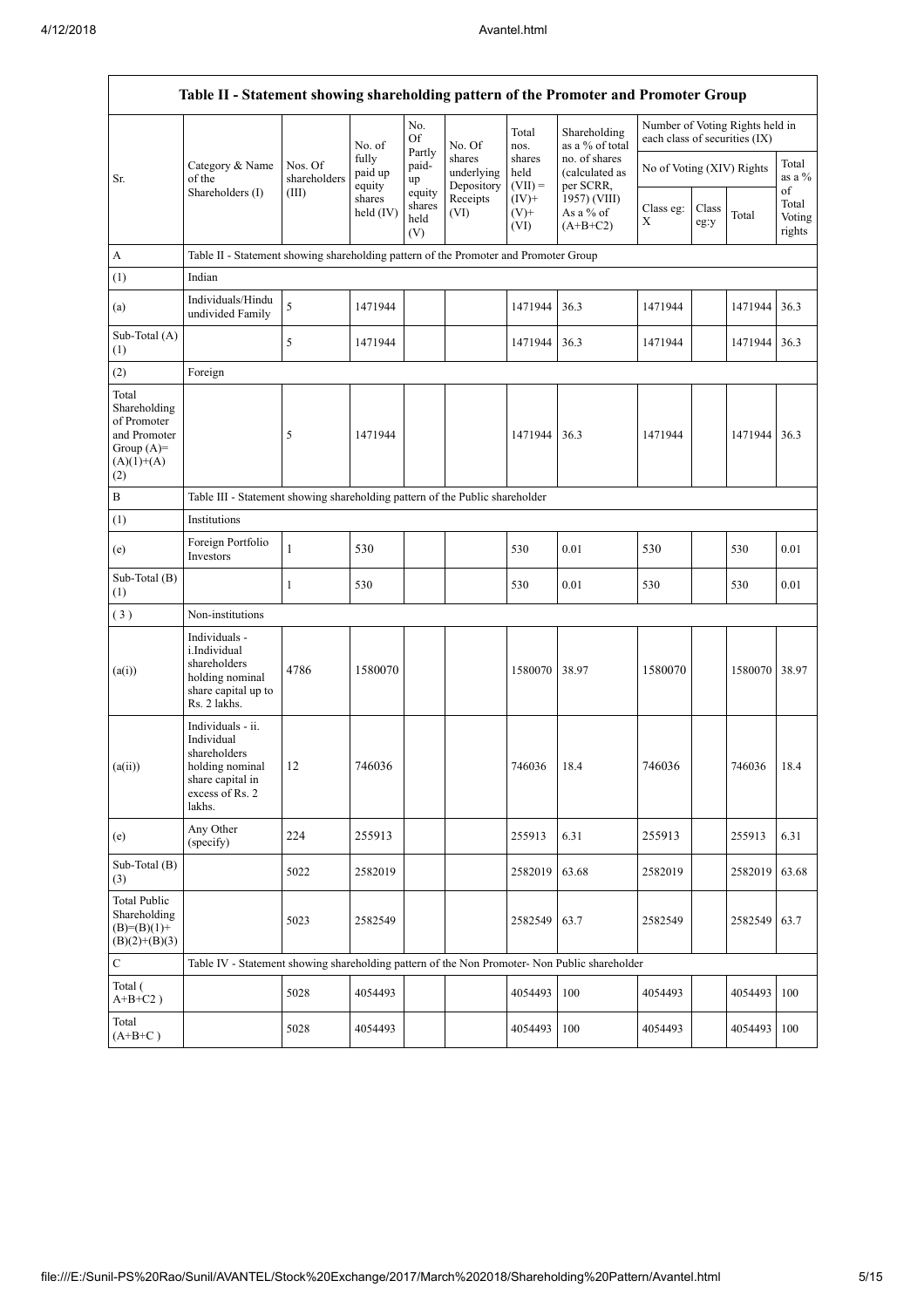| Table II - Statement showing shareholding pattern of the Promoter and Promoter Group | | | | | | | | | | | |
|---|---|---|---|---|---|---|---|---|---|---|---|
| Sr. | Category & Name of the Shareholders (I) | Nos. Of shareholders (III) | No. of fully paid up equity shares held (IV) | No. Of Partly paid-up equity shares held (V) | No. Of shares underlying Depository Receipts (VI) | Total nos. shares held (VII) = (IV)+ (V)+ (VI) | Shareholding as a % of total no. of shares (calculated as per SCRR, 1957) (VIII) As a % of (A+B+C2) | Number of Voting Rights held in each class of securities (IX) | | | |
| | | | | | | | | No of Voting (XIV) Rights | | | Total as a % of Total Voting rights |
| | | | | | | | | Class eg: X | Class eg:y | Total | |
| A | Table II - Statement showing shareholding pattern of the Promoter and Promoter Group | | | | | | | | | | |
| (1) | Indian | | | | | | | | | | |
| (a) | Individuals/Hindu undivided Family | 5 | 1471944 | | | 1471944 | 36.3 | 1471944 | | 1471944 | 36.3 |
| Sub-Total (A) (1) | | 5 | 1471944 | | | 1471944 | 36.3 | 1471944 | | 1471944 | 36.3 |
| (2) | Foreign | | | | | | | | | | |
| Total Shareholding of Promoter and Promoter Group (A)= (A)(1)+(A)(2) | | 5 | 1471944 | | | 1471944 | 36.3 | 1471944 | | 1471944 | 36.3 |
| B | Table III - Statement showing shareholding pattern of the Public shareholder | | | | | | | | | | |
| (1) | Institutions | | | | | | | | | | |
| (e) | Foreign Portfolio Investors | 1 | 530 | | | 530 | 0.01 | 530 | | 530 | 0.01 |
| Sub-Total (B) (1) | | 1 | 530 | | | 530 | 0.01 | 530 | | 530 | 0.01 |
| (3) | Non-institutions | | | | | | | | | | |
| (a(i)) | Individuals - i.Individual shareholders holding nominal share capital up to Rs. 2 lakhs. | 4786 | 1580070 | | | 1580070 | 38.97 | 1580070 | | 1580070 | 38.97 |
| (a(ii)) | Individuals - ii. Individual shareholders holding nominal share capital in excess of Rs. 2 lakhs. | 12 | 746036 | | | 746036 | 18.4 | 746036 | | 746036 | 18.4 |
| (e) | Any Other (specify) | 224 | 255913 | | | 255913 | 6.31 | 255913 | | 255913 | 6.31 |
| Sub-Total (B) (3) | | 5022 | 2582019 | | | 2582019 | 63.68 | 2582019 | | 2582019 | 63.68 |
| Total Public Shareholding (B)=(B)(1)+(B)(2)+(B)(3) | | 5023 | 2582549 | | | 2582549 | 63.7 | 2582549 | | 2582549 | 63.7 |
| C | Table IV - Statement showing shareholding pattern of the Non Promoter- Non Public shareholder | | | | | | | | | | |
| Total ( A+B+C2 ) | | 5028 | 4054493 | | | 4054493 | 100 | 4054493 | | 4054493 | 100 |
| Total (A+B+C ) | | 5028 | 4054493 | | | 4054493 | 100 | 4054493 | | 4054493 | 100 |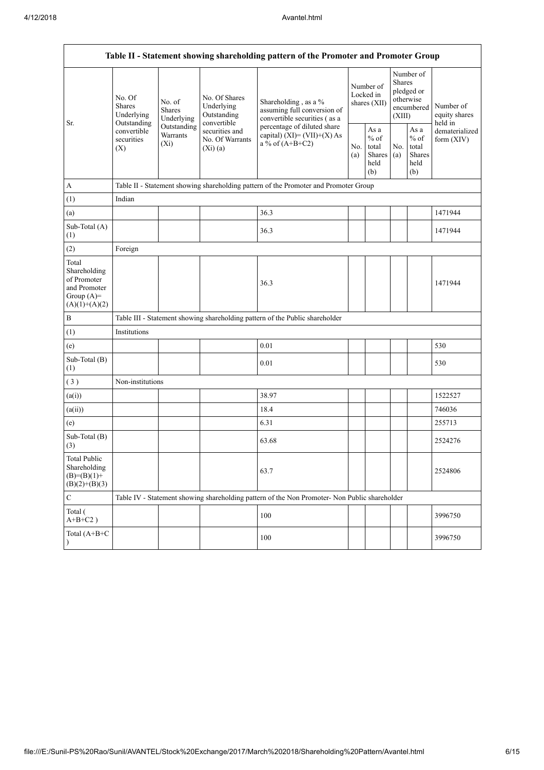| Table II - Statement showing shareholding pattern of the Promoter and Promoter Group | | | | | | | | | |
|---|---|---|---|---|---|---|---|---|---|
| Sr. | No. Of Shares Underlying Outstanding convertible securities (X) | No. of Shares Underlying Outstanding Warrants (Xi) | No. Of Shares Underlying Outstanding convertible securities and No. Of Warrants (Xi) (a) | Shareholding , as a % assuming full conversion of convertible securities ( as a percentage of diluted share capital) (XI)= (VII)+(X) As a % of (A+B+C2) | Number of Locked in shares (XII) | | Number of Shares pledged or otherwise encumbered (XIII) | | Number of equity shares held in dematerialized form (XIV) |
| | | | | | No. (a) | As a % of total Shares held (b) | No. (a) | As a % of total Shares held (b) | |
| A | Table II - Statement showing shareholding pattern of the Promoter and Promoter Group | | | | | | | | |
| (1) | Indian | | | | | | | | |
| (a) | | | | 36.3 | | | | | 1471944 |
| Sub-Total (A) (1) | | | | 36.3 | | | | | 1471944 |
| (2) | Foreign | | | | | | | | |
| Total Shareholding of Promoter and Promoter Group (A)= (A)(1)+(A)(2) | | | | 36.3 | | | | | 1471944 |
| B | Table III - Statement showing shareholding pattern of the Public shareholder | | | | | | | | |
| (1) | Institutions | | | | | | | | |
| (e) | | | | 0.01 | | | | | 530 |
| Sub-Total (B) (1) | | | | 0.01 | | | | | 530 |
| ( 3 ) | Non-institutions | | | | | | | | |
| (a(i)) | | | | 38.97 | | | | | 1522527 |
| (a(ii)) | | | | 18.4 | | | | | 746036 |
| (e) | | | | 6.31 | | | | | 255713 |
| Sub-Total (B) (3) | | | | 63.68 | | | | | 2524276 |
| Total Public Shareholding (B)=(B)(1)+(B)(2)+(B)(3) | | | | 63.7 | | | | | 2524806 |
| C | Table IV - Statement showing shareholding pattern of the Non Promoter- Non Public shareholder | | | | | | | | |
| Total ( A+B+C2 ) | | | | 100 | | | | | 3996750 |
| Total (A+B+C ) | | | | 100 | | | | | 3996750 |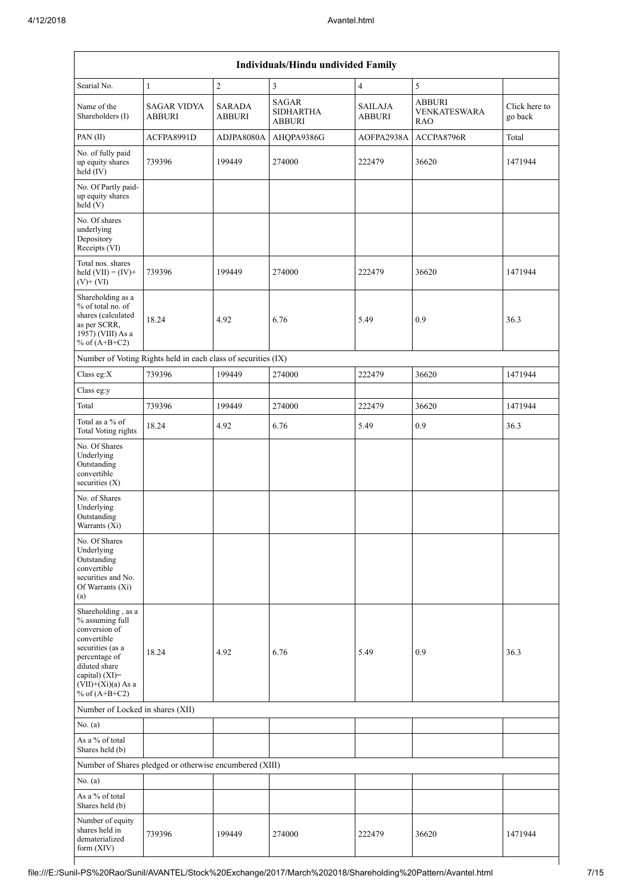| Individuals/Hindu undivided Family | | | | | | |
|---|---|---|---|---|---|---|
| Searial No. | 1 | 2 | 3 | 4 | 5 | |
| Name of the Shareholders (I) | SAGAR VIDYA ABBURI | SARADA ABBURI | SAGAR SIDHARTHA ABBURI | SAILAJA ABBURI | ABBURI VENKATESWARA RAO | Click here to go back |
| PAN (II) | ACFPA8991D | ADJPA8080A | AHQPA9386G | AOFPA2938A | ACCPA8796R | Total |
| No. of fully paid up equity shares held (IV) | 739396 | 199449 | 274000 | 222479 | 36620 | 1471944 |
| No. Of Partly paid-up equity shares held (V) | | | | | | |
| No. Of shares underlying Depository Receipts (VI) | | | | | | |
| Total nos. shares held (VII) = (IV)+ (V)+ (VI) | 739396 | 199449 | 274000 | 222479 | 36620 | 1471944 |
| Shareholding as a % of total no. of shares (calculated as per SCRR, 1957) (VIII) As a % of (A+B+C2) | 18.24 | 4.92 | 6.76 | 5.49 | 0.9 | 36.3 |
| Number of Voting Rights held in each class of securities (IX) | | | | | | |
| Class eg:X | 739396 | 199449 | 274000 | 222479 | 36620 | 1471944 |
| Class eg:y | | | | | | |
| Total | 739396 | 199449 | 274000 | 222479 | 36620 | 1471944 |
| Total as a % of Total Voting rights | 18.24 | 4.92 | 6.76 | 5.49 | 0.9 | 36.3 |
| No. Of Shares Underlying Outstanding convertible securities (X) | | | | | | |
| No. of Shares Underlying Outstanding Warrants (Xi) | | | | | | |
| No. Of Shares Underlying Outstanding convertible securities and No. Of Warrants (Xi) (a) | | | | | | |
| Shareholding , as a % assuming full conversion of convertible securities (as a percentage of diluted share capital) (XI)= (VII)+(Xi)(a) As a % of (A+B+C2) | 18.24 | 4.92 | 6.76 | 5.49 | 0.9 | 36.3 |
| Number of Locked in shares (XII) | | | | | | |
| No. (a) | | | | | | |
| As a % of total Shares held (b) | | | | | | |
| Number of Shares pledged or otherwise encumbered (XIII) | | | | | | |
| No. (a) | | | | | | |
| As a % of total Shares held (b) | | | | | | |
| Number of equity shares held in dematerialized form (XIV) | 739396 | 199449 | 274000 | 222479 | 36620 | 1471944 |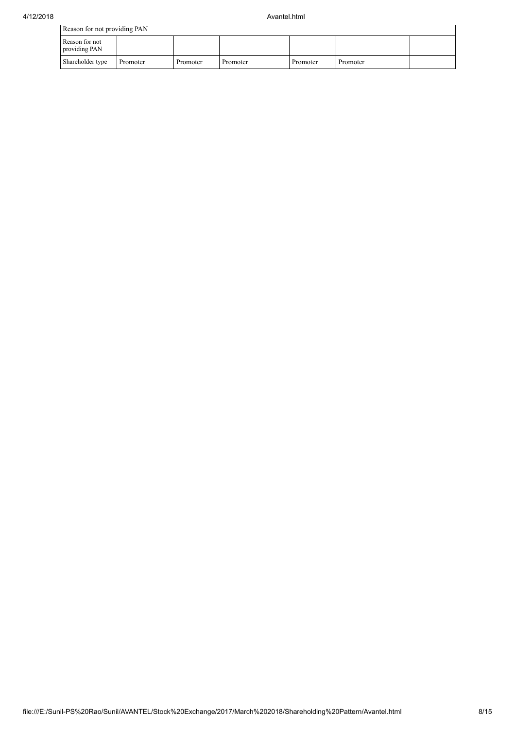| Reason for not providing PAN | | | | | | |
|---|---|---|---|---|---|---|
| Reason for not providing PAN | | | | | | |
| Shareholder type | Promoter | Promoter | Promoter | Promoter | Promoter | |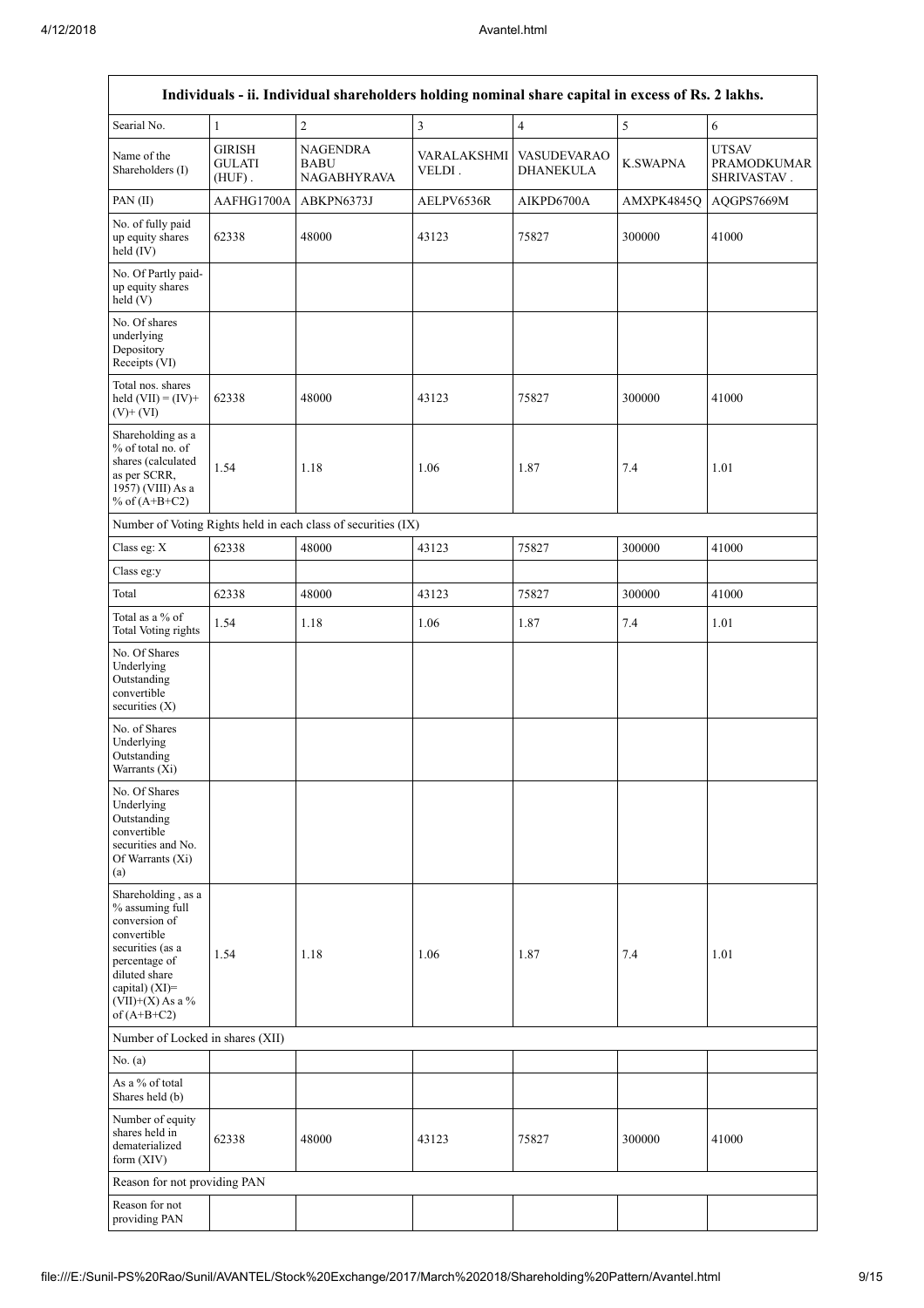| Individuals - ii. Individual shareholders holding nominal share capital in excess of Rs. 2 lakhs. | | | | | | |
|---|---|---|---|---|---|---|
| Searial No. | 1 | 2 | 3 | 4 | 5 | 6 |
| Name of the Shareholders (I) | GIRISH GULATI (HUF) . | NAGENDRA BABU NAGABHYRAVA | VARALAKSHMI VELDI . | VASUDEVARAO DHANEKULA | K.SWAPNA | UTSAV PRAMODKUMAR SHRIVASTAV . |
| PAN (II) | AAFHG1700A | ABKPN6373J | AELPV6536R | AIKPD6700A | AMXPK4845Q | AQGPS7669M |
| No. of fully paid up equity shares held (IV) | 62338 | 48000 | 43123 | 75827 | 300000 | 41000 |
| No. Of Partly paid-up equity shares held (V) | | | | | | |
| No. Of shares underlying Depository Receipts (VI) | | | | | | |
| Total nos. shares held (VII) = (IV)+ (V)+ (VI) | 62338 | 48000 | 43123 | 75827 | 300000 | 41000 |
| Shareholding as a % of total no. of shares (calculated as per SCRR, 1957) (VIII) As a % of (A+B+C2) | 1.54 | 1.18 | 1.06 | 1.87 | 7.4 | 1.01 |
| Number of Voting Rights held in each class of securities (IX) | | | | | | |
| Class eg: X | 62338 | 48000 | 43123 | 75827 | 300000 | 41000 |
| Class eg:y | | | | | | |
| Total | 62338 | 48000 | 43123 | 75827 | 300000 | 41000 |
| Total as a % of Total Voting rights | 1.54 | 1.18 | 1.06 | 1.87 | 7.4 | 1.01 |
| No. Of Shares Underlying Outstanding convertible securities (X) | | | | | | |
| No. of Shares Underlying Outstanding Warrants (Xi) | | | | | | |
| No. Of Shares Underlying Outstanding convertible securities and No. Of Warrants (Xi) (a) | | | | | | |
| Shareholding , as a % assuming full conversion of convertible securities (as a percentage of diluted share capital) (XI)= (VII)+(X) As a % of (A+B+C2) | 1.54 | 1.18 | 1.06 | 1.87 | 7.4 | 1.01 |
| Number of Locked in shares (XII) | | | | | | |
| No. (a) | | | | | | |
| As a % of total Shares held (b) | | | | | | |
| Number of equity shares held in dematerialized form (XIV) | 62338 | 48000 | 43123 | 75827 | 300000 | 41000 |
| Reason for not providing PAN | | | | | | |
| Reason for not providing PAN | | | | | | |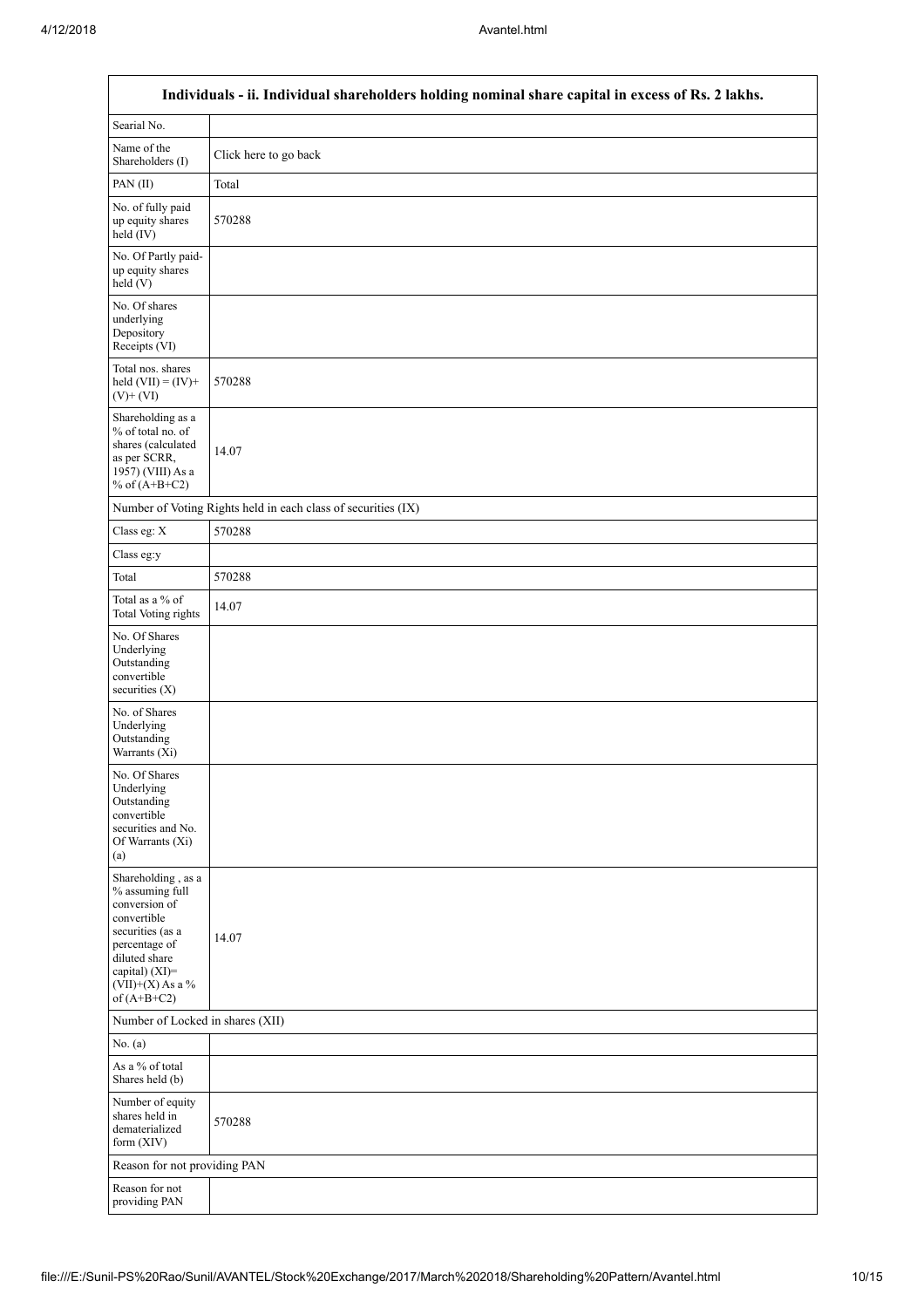| Individuals - ii. Individual shareholders holding nominal share capital in excess of Rs. 2 lakhs. | |
|---|---|
| Searial No. | |
| Name of the Shareholders (I) | Click here to go back |
| PAN (II) | Total |
| No. of fully paid up equity shares held (IV) | 570288 |
| No. Of Partly paid-up equity shares held (V) | |
| No. Of shares underlying Depository Receipts (VI) | |
| Total nos. shares held (VII) = (IV)+ (V)+ (VI) | 570288 |
| Shareholding as a % of total no. of shares (calculated as per SCRR, 1957) (VIII) As a % of (A+B+C2) | 14.07 |
| Number of Voting Rights held in each class of securities (IX) | |
| Class eg: X | 570288 |
| Class eg:y | |
| Total | 570288 |
| Total as a % of Total Voting rights | 14.07 |
| No. Of Shares Underlying Outstanding convertible securities (X) | |
| No. of Shares Underlying Outstanding Warrants (Xi) | |
| No. Of Shares Underlying Outstanding convertible securities and No. Of Warrants (Xi) (a) | |
| Shareholding , as a % assuming full conversion of convertible securities (as a percentage of diluted share capital) (XI)= (VII)+(X) As a % of (A+B+C2) | 14.07 |
| Number of Locked in shares (XII) | |
| No. (a) | |
| As a % of total Shares held (b) | |
| Number of equity shares held in dematerialized form (XIV) | 570288 |
| Reason for not providing PAN | |
| Reason for not providing PAN | |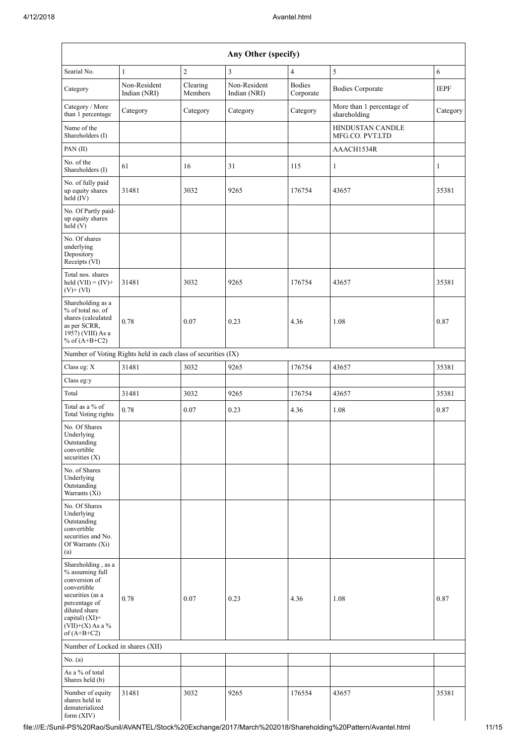| Any Other (specify) | | | | | | |
|---|---|---|---|---|---|---|
| Searial No. | 1 | 2 | 3 | 4 | 5 | 6 |
| Category | Non-Resident Indian (NRI) | Clearing Members | Non-Resident Indian (NRI) | Bodies Corporate | Bodies Corporate | IEPF |
| Category / More than 1 percentage | Category | Category | Category | Category | More than 1 percentage of shareholding | Category |
| Name of the Shareholders (I) | | | | | HINDUSTAN CANDLE MFG.CO. PVT.LTD | |
| PAN (II) | | | | | AAACH1534R | |
| No. of the Shareholders (I) | 61 | 16 | 31 | 115 | 1 | 1 |
| No. of fully paid up equity shares held (IV) | 31481 | 3032 | 9265 | 176754 | 43657 | 35381 |
| No. Of Partly paid-up equity shares held (V) | | | | | | |
| No. Of shares underlying Depository Receipts (VI) | | | | | | |
| Total nos. shares held (VII) = (IV)+ (V)+ (VI) | 31481 | 3032 | 9265 | 176754 | 43657 | 35381 |
| Shareholding as a % of total no. of shares (calculated as per SCRR, 1957) (VIII) As a % of (A+B+C2) | 0.78 | 0.07 | 0.23 | 4.36 | 1.08 | 0.87 |
| Number of Voting Rights held in each class of securities (IX) | | | | | | |
| Class eg: X | 31481 | 3032 | 9265 | 176754 | 43657 | 35381 |
| Class eg:y | | | | | | |
| Total | 31481 | 3032 | 9265 | 176754 | 43657 | 35381 |
| Total as a % of Total Voting rights | 0.78 | 0.07 | 0.23 | 4.36 | 1.08 | 0.87 |
| No. Of Shares Underlying Outstanding convertible securities (X) | | | | | | |
| No. of Shares Underlying Outstanding Warrants (Xi) | | | | | | |
| No. Of Shares Underlying Outstanding convertible securities and No. Of Warrants (Xi) (a) | | | | | | |
| Shareholding , as a % assuming full conversion of convertible securities (as a percentage of diluted share capital) (XI)= (VII)+(X) As a % of (A+B+C2) | 0.78 | 0.07 | 0.23 | 4.36 | 1.08 | 0.87 |
| Number of Locked in shares (XII) | | | | | | |
| No. (a) | | | | | | |
| As a % of total Shares held (b) | | | | | | |
| Number of equity shares held in dematerialized form (XIV) | 31481 | 3032 | 9265 | 176554 | 43657 | 35381 |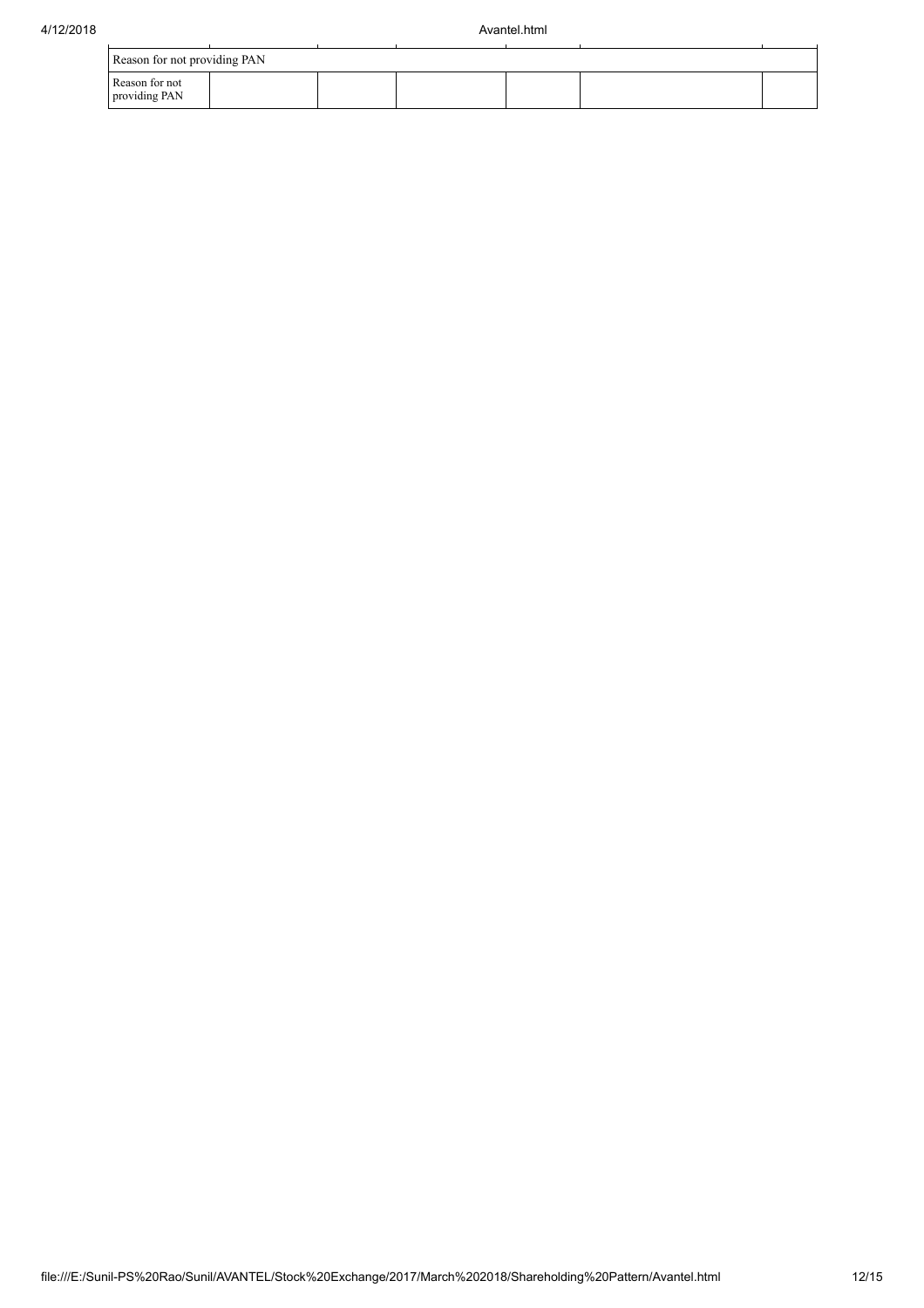| Reason for not providing PAN | | | | | | |
|---|---|---|---|---|---|---|
| Reason for not providing PAN | | | | | | |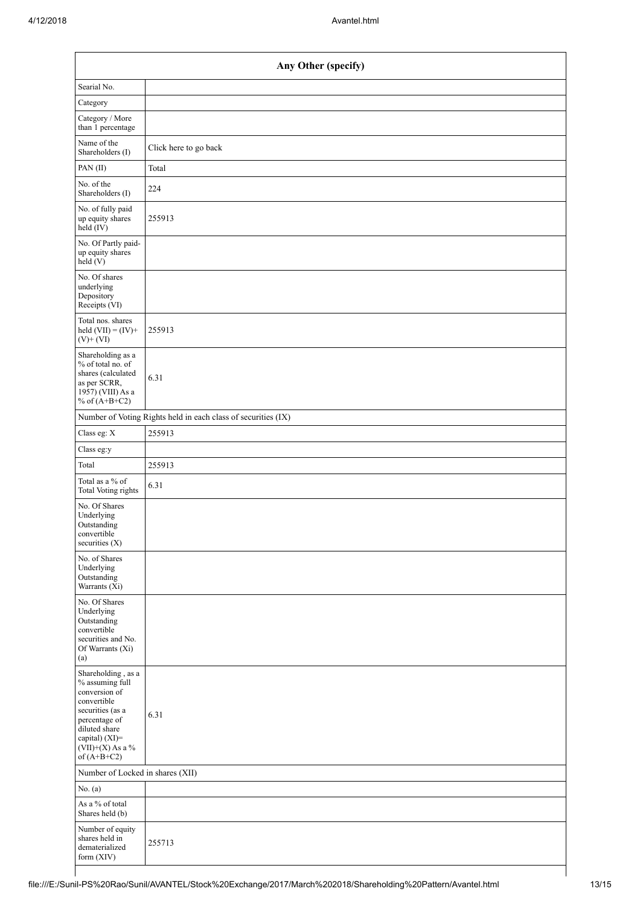| Any Other (specify) | |
|---|---|
| Searial No. | |
| Category | |
| Category / More than 1 percentage | |
| Name of the Shareholders (I) | Click here to go back |
| PAN (II) | Total |
| No. of the Shareholders (I) | 224 |
| No. of fully paid up equity shares held (IV) | 255913 |
| No. Of Partly paid-up equity shares held (V) | |
| No. Of shares underlying Depository Receipts (VI) | |
| Total nos. shares held (VII) = (IV)+ (V)+ (VI) | 255913 |
| Shareholding as a % of total no. of shares (calculated as per SCRR, 1957) (VIII) As a % of (A+B+C2) | 6.31 |
| Number of Voting Rights held in each class of securities (IX) | |
| Class eg: X | 255913 |
| Class eg:y | |
| Total | 255913 |
| Total as a % of Total Voting rights | 6.31 |
| No. Of Shares Underlying Outstanding convertible securities (X) | |
| No. of Shares Underlying Outstanding Warrants (Xi) | |
| No. Of Shares Underlying Outstanding convertible securities and No. Of Warrants (Xi) (a) | |
| Shareholding , as a % assuming full conversion of convertible securities (as a percentage of diluted share capital) (XI)= (VII)+(X) As a % of (A+B+C2) | 6.31 |
| Number of Locked in shares (XII) | |
| No. (a) | |
| As a % of total Shares held (b) | |
| Number of equity shares held in dematerialized form (XIV) | 255713 |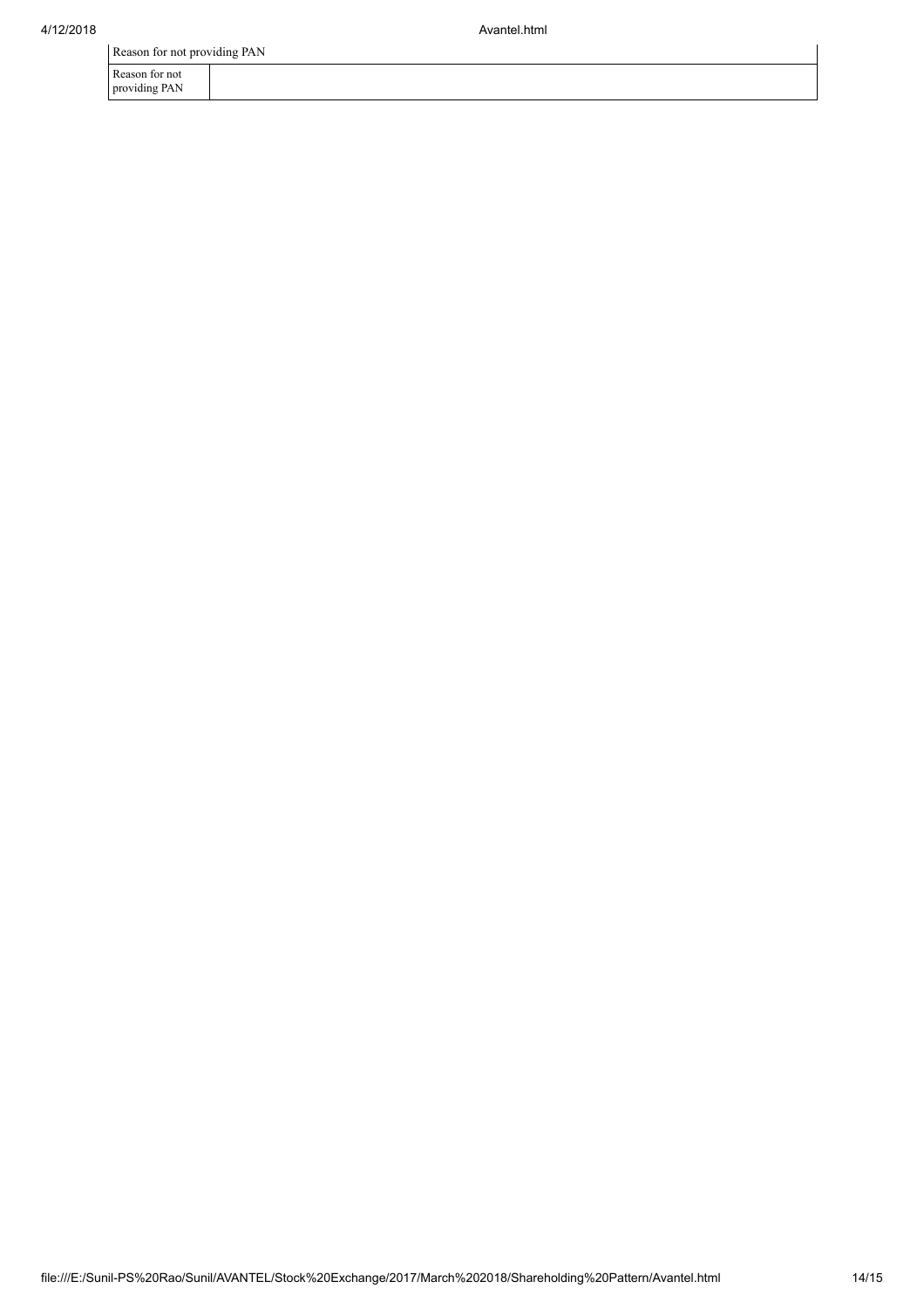| Reason for not providing PAN | |
|---|---|
| Reason for not providing PAN | |